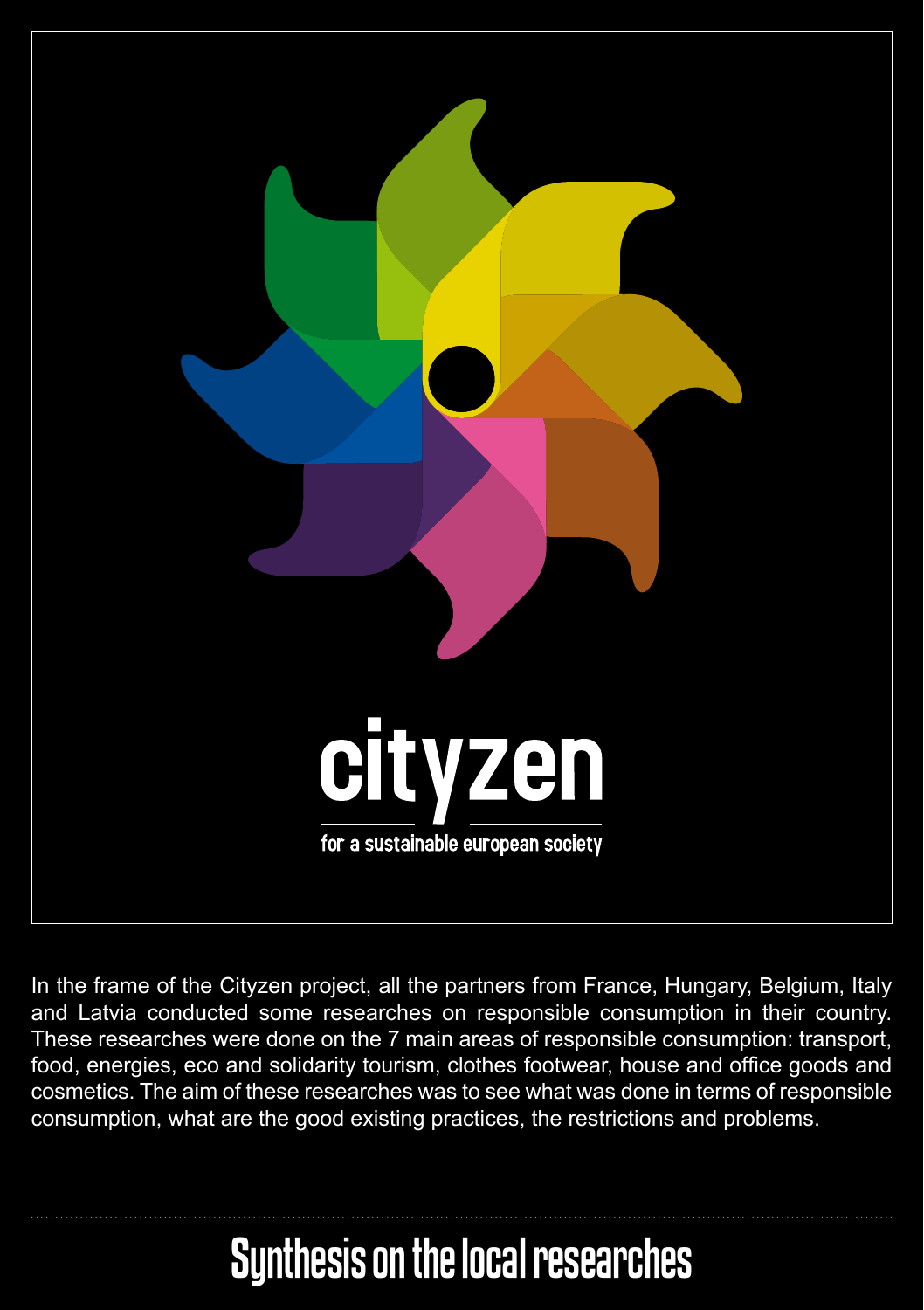# cityzen

for a sustainable european society

In the frame of the Cityzen project, all the partners from France, Hungary, Belgium, Italy and Latvia conducted some researches on responsible consumption in their country. These researches were done on the 7 main areas of responsible consumption: transport, food, energies, eco and solidarity tourism, clothes footwear, house and office goods and cosmetics. The aim of these researches was to see what was done in terms of responsible consumption, what are the good existing practices, the restrictions and problems.

## Synthesis on the local researches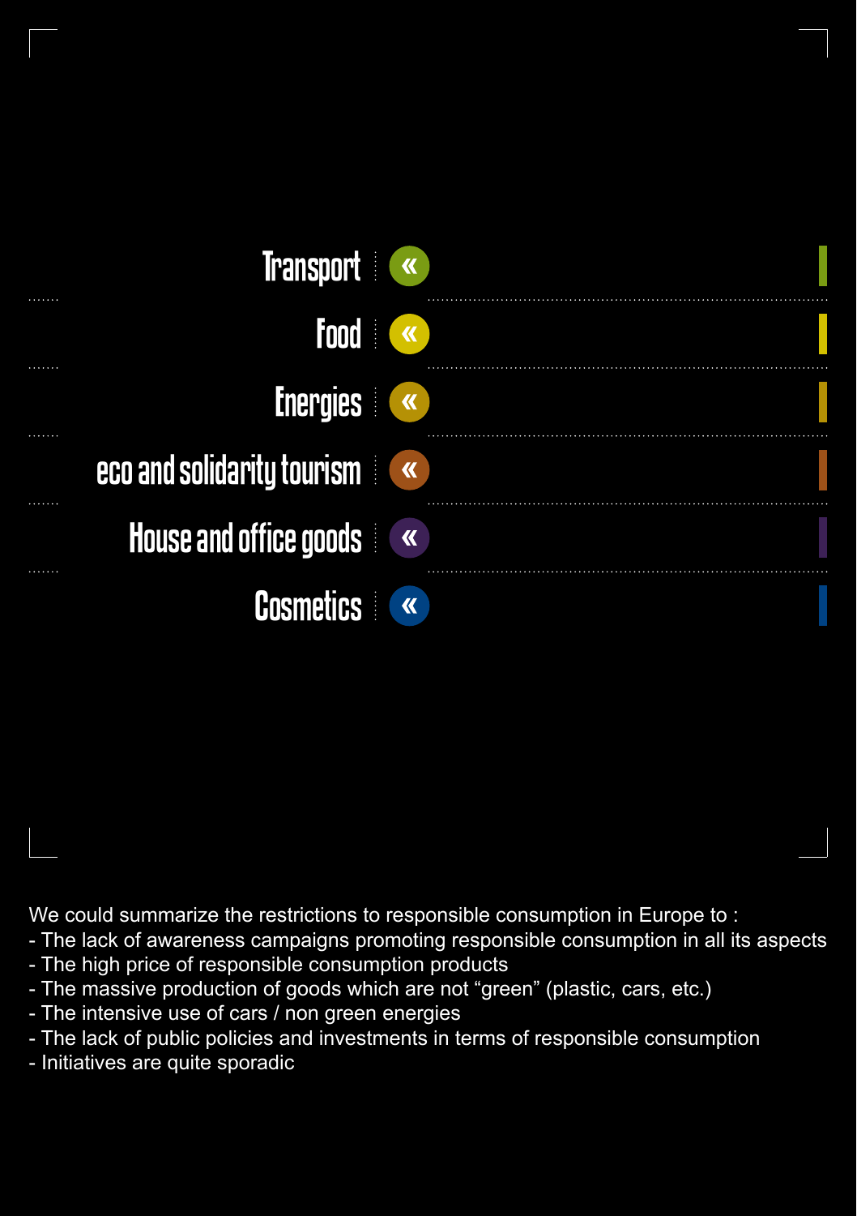Transport «

Food «

Energies «

eco and solidarity tourism «

House and office goods «

Cosmetics «

We could summarize the restrictions to responsible consumption in Europe to :

- The lack of awareness campaigns promoting responsible consumption in all its aspects
- The high price of responsible consumption products
- The massive production of goods which are not “green” (plastic, cars, etc.)
- The intensive use of cars / non green energies
- The lack of public policies and investments in terms of responsible consumption
- Initiatives are quite sporadic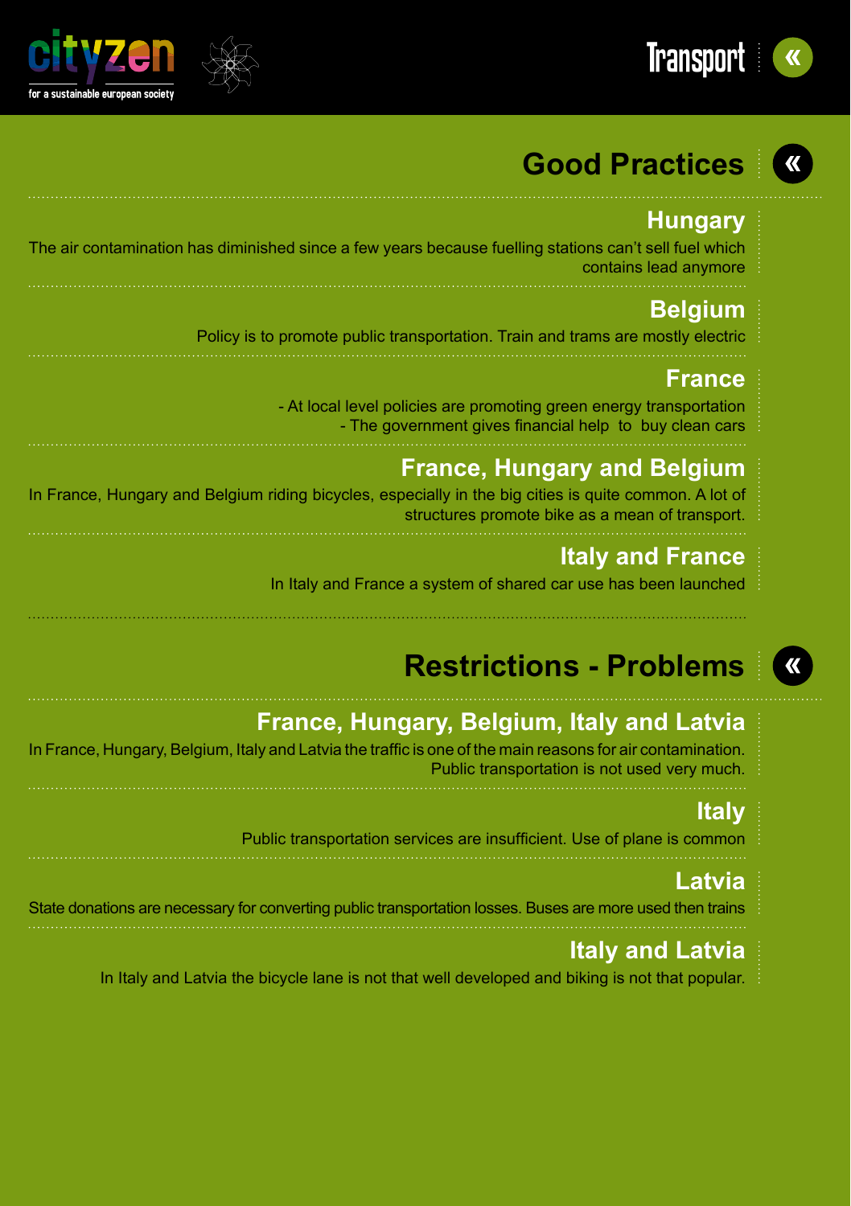# Transport

## Good Practices

### Hungary

The air contamination has diminished since a few years because fuelling stations can't sell fuel which contains lead anymore

### Belgium

Policy is to promote public transportation. Train and trams are mostly electric

### France

- At local level policies are promoting green energy transportation
- The government gives financial help to buy clean cars

### France, Hungary and Belgium

In France, Hungary and Belgium riding bicycles, especially in the big cities is quite common. A lot of structures promote bike as a mean of transport.

### Italy and France

In Italy and France a system of shared car use has been launched

## Restrictions - Problems

### France, Hungary, Belgium, Italy and Latvia

In France, Hungary, Belgium, Italy and Latvia the traffic is one of the main reasons for air contamination. Public transportation is not used very much.

### Italy

Public transportation services are insufficient. Use of plane is common

### Latvia

State donations are necessary for converting public transportation losses. Buses are more used then trains

### Italy and Latvia

In Italy and Latvia the bicycle lane is not that well developed and biking is not that popular.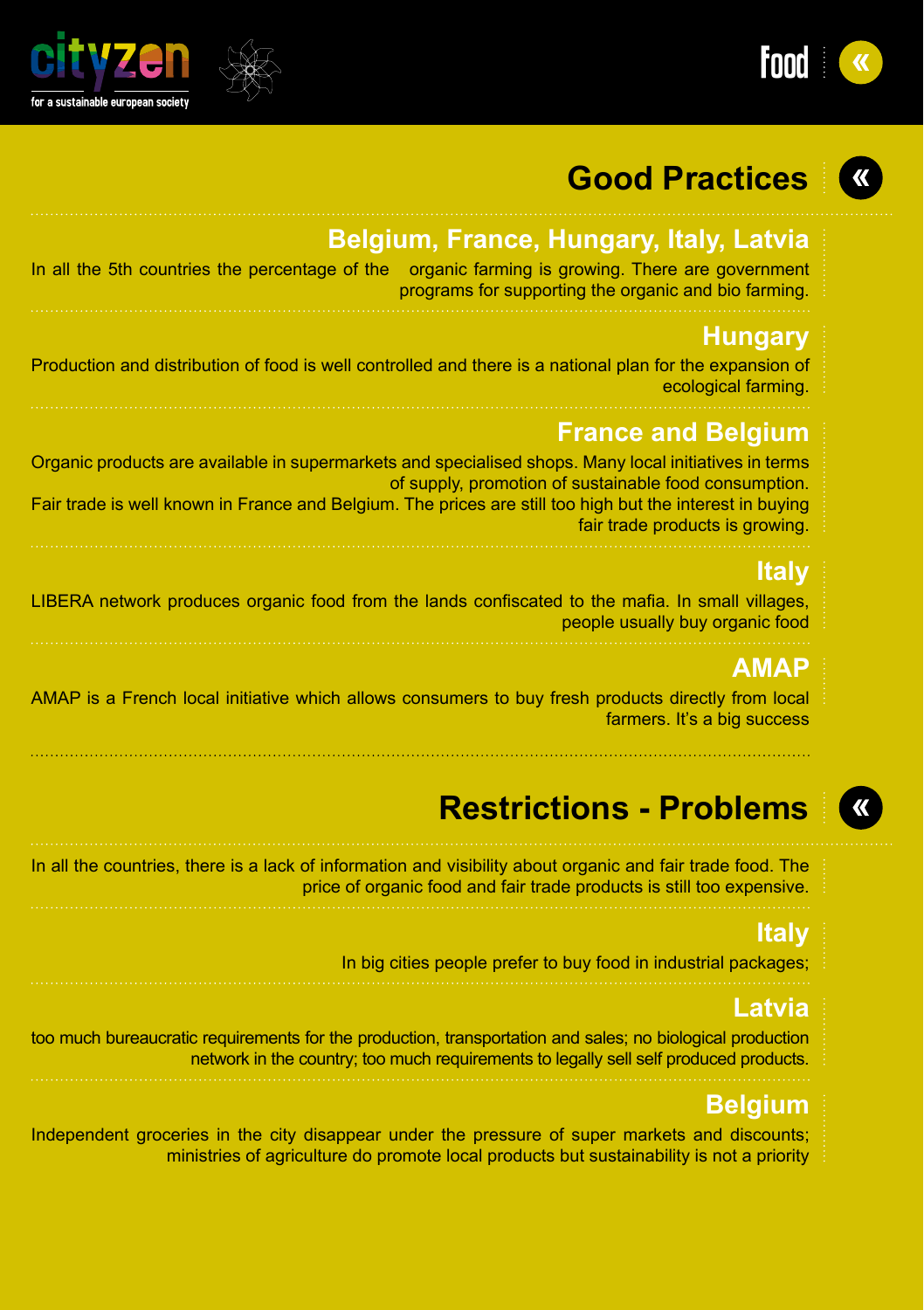# Food

## Good Practices

### Belgium, France, Hungary, Italy, Latvia

In all the 5th countries the percentage of the organic farming is growing. There are government programs for supporting the organic and bio farming.

### Hungary

Production and distribution of food is well controlled and there is a national plan for the expansion of ecological farming.

### France and Belgium

Organic products are available in supermarkets and specialised shops. Many local initiatives in terms of supply, promotion of sustainable food consumption.

Fair trade is well known in France and Belgium. The prices are still too high but the interest in buying fair trade products is growing.

### Italy

LIBERA network produces organic food from the lands confiscated to the mafia. In small villages, people usually buy organic food

### AMAP

AMAP is a French local initiative which allows consumers to buy fresh products directly from local farmers. It's a big success

## Restrictions - Problems

In all the countries, there is a lack of information and visibility about organic and fair trade food. The price of organic food and fair trade products is still too expensive.

### Italy

In big cities people prefer to buy food in industrial packages;

### Latvia

too much bureaucratic requirements for the production, transportation and sales; no biological production network in the country; too much requirements to legally sell self produced products.

### Belgium

Independent groceries in the city disappear under the pressure of super markets and discounts; ministries of agriculture do promote local products but sustainability is not a priority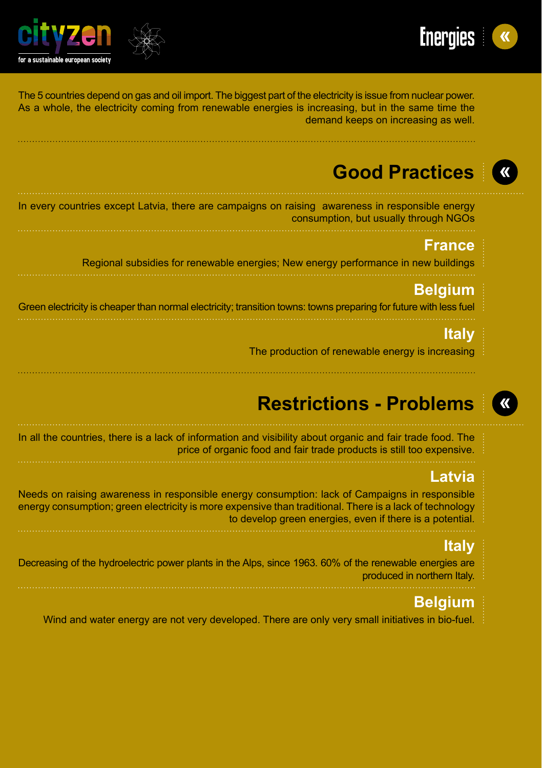# Energies

The 5 countries depend on gas and oil import. The biggest part of the electricity is issue from nuclear power. As a whole, the electricity coming from renewable energies is increasing, but in the same time the demand keeps on increasing as well.

## Good Practices

In every countries except Latvia, there are campaigns on raising awareness in responsible energy consumption, but usually through NGOs

### France

Regional subsidies for renewable energies; New energy performance in new buildings

### Belgium

Green electricity is cheaper than normal electricity; transition towns: towns preparing for future with less fuel

### Italy

The production of renewable energy is increasing

## Restrictions - Problems

In all the countries, there is a lack of information and visibility about organic and fair trade food. The price of organic food and fair trade products is still too expensive.

### Latvia

Needs on raising awareness in responsible energy consumption: lack of Campaigns in responsible energy consumption; green electricity is more expensive than traditional. There is a lack of technology to develop green energies, even if there is a potential.

### Italy

Decreasing of the hydroelectric power plants in the Alps, since 1963. 60% of the renewable energies are produced in northern Italy.

### Belgium

Wind and water energy are not very developed. There are only very small initiatives in bio-fuel.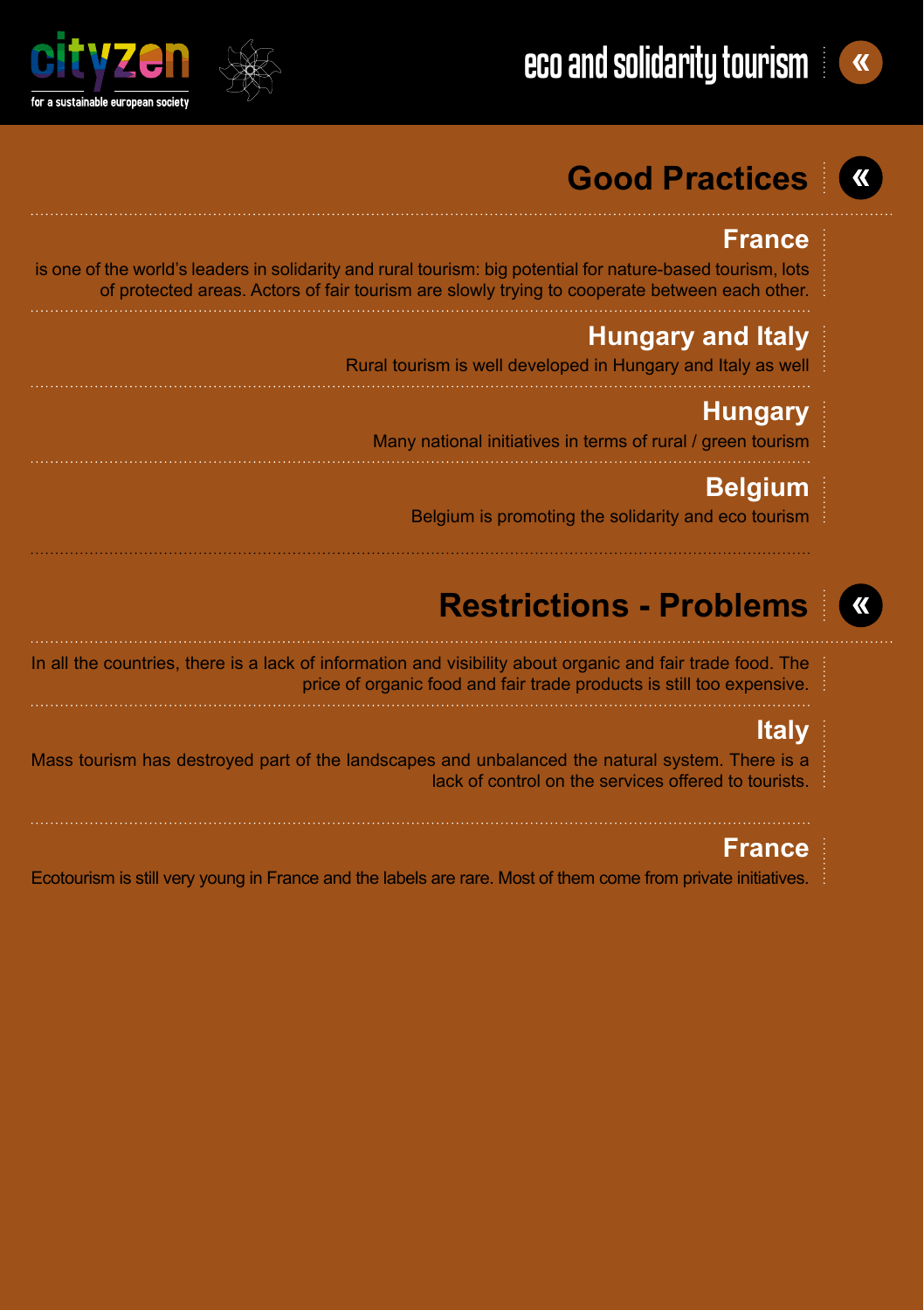## Good Practices

### France

is one of the world's leaders in solidarity and rural tourism: big potential for nature-based tourism, lots of protected areas. Actors of fair tourism are slowly trying to cooperate between each other.

### Hungary and Italy

Rural tourism is well developed in Hungary and Italy as well

### Hungary

Many national initiatives in terms of rural / green tourism

### Belgium

Belgium is promoting the solidarity and eco tourism

## Restrictions - Problems

In all the countries, there is a lack of information and visibility about organic and fair trade food. The price of organic food and fair trade products is still too expensive.

### Italy

Mass tourism has destroyed part of the landscapes and unbalanced the natural system. There is a lack of control on the services offered to tourists.

### France

Ecotourism is still very young in France and the labels are rare. Most of them come from private initiatives.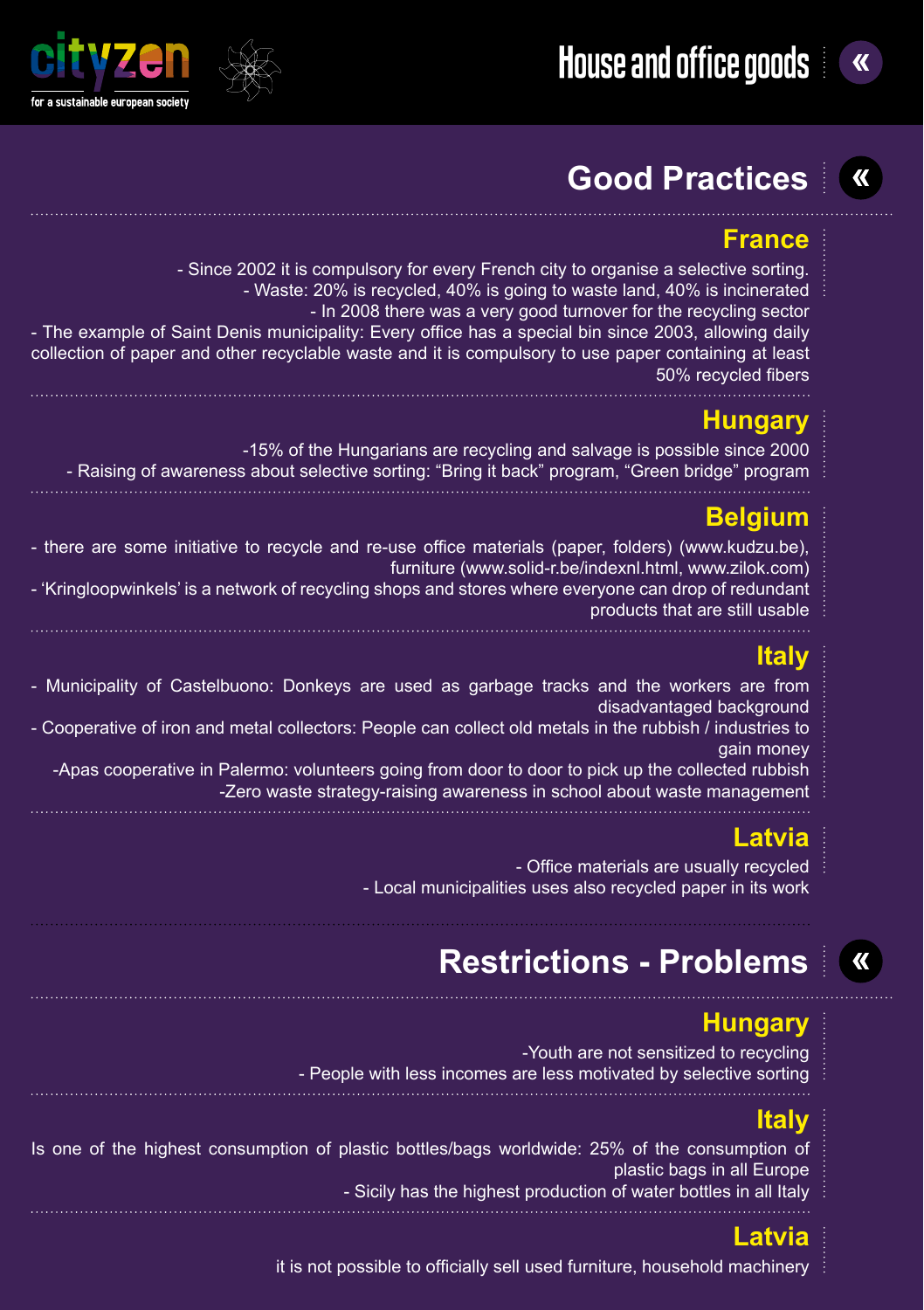# House and office goods

## Good Practices

### France

- Since 2002 it is compulsory for every French city to organise a selective sorting.
- Waste: 20% is recycled, 40% is going to waste land, 40% is incinerated
- In 2008 there was a very good turnover for the recycling sector
- The example of Saint Denis municipality: Every office has a special bin since 2003, allowing daily collection of paper and other recyclable waste and it is compulsory to use paper containing at least 50% recycled fibers

### Hungary

-15% of the Hungarians are recycling and salvage is possible since 2000
- Raising of awareness about selective sorting: “Bring it back” program, “Green bridge” program

### Belgium

- there are some initiative to recycle and re-use office materials (paper, folders) (www.kudzu.be), furniture (www.solid-r.be/indexnl.html, www.zilok.com)
- ‘Kringloopwinkels’ is a network of recycling shops and stores where everyone can drop of redundant products that are still usable

### Italy

- Municipality of Castelbuono: Donkeys are used as garbage tracks and the workers are from disadvantaged background
- Cooperative of iron and metal collectors: People can collect old metals in the rubbish / industries to gain money

-Apas cooperative in Palermo: volunteers going from door to door to pick up the collected rubbish
-Zero waste strategy-raising awareness in school about waste management

### Latvia

- Office materials are usually recycled
- Local municipalities uses also recycled paper in its work

## Restrictions - Problems

### Hungary

-Youth are not sensitized to recycling
- People with less incomes are less motivated by selective sorting

### Italy

Is one of the highest consumption of plastic bottles/bags worldwide: 25% of the consumption of plastic bags in all Europe
- Sicily has the highest production of water bottles in all Italy

### Latvia

it is not possible to officially sell used furniture, household machinery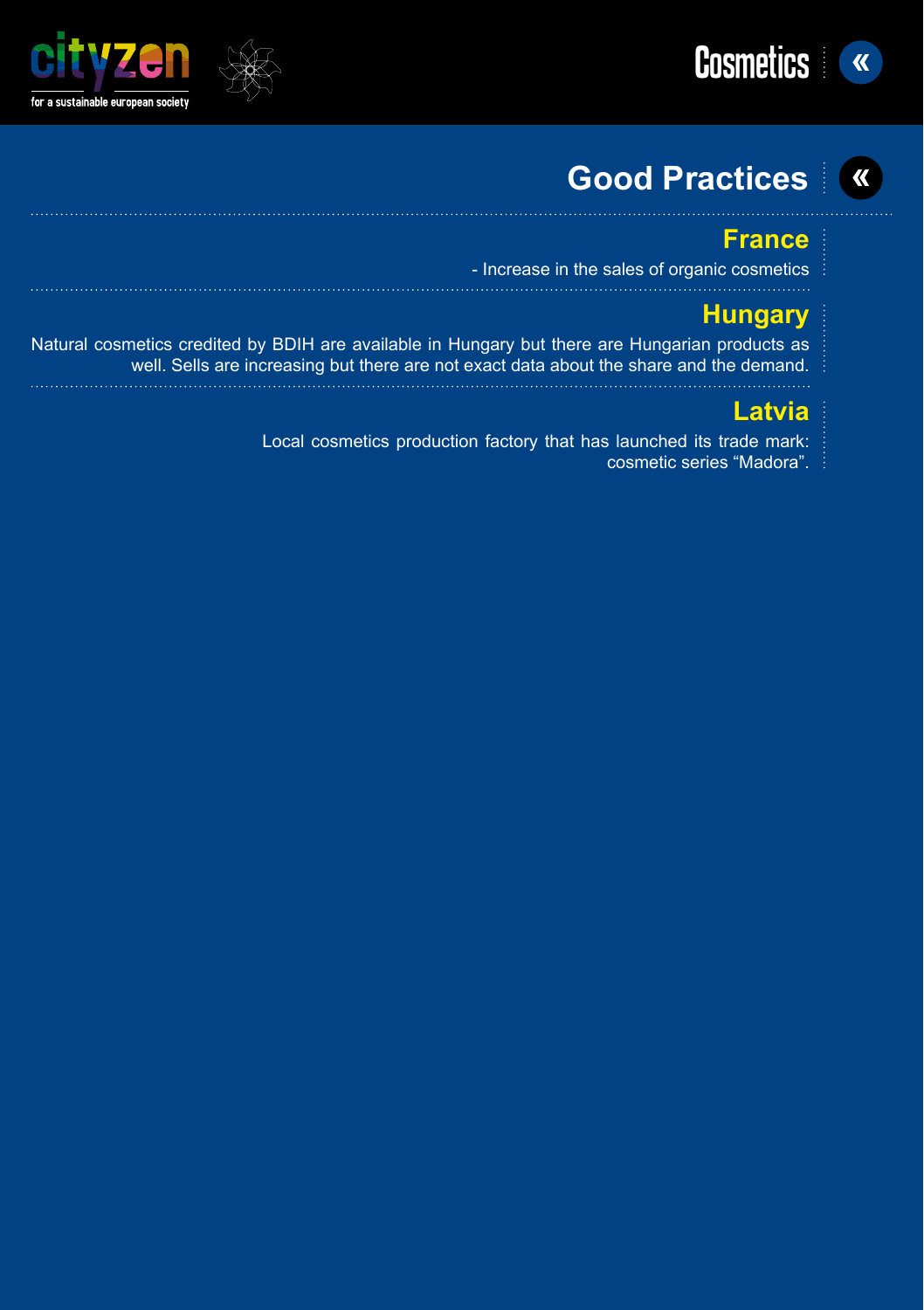## Good Practices

### France

- Increase in the sales of organic cosmetics

### Hungary

Natural cosmetics credited by BDIH are available in Hungary but there are Hungarian products as well. Sells are increasing but there are not exact data about the share and the demand.

### Latvia

Local cosmetics production factory that has launched its trade mark: cosmetic series “Madora”.